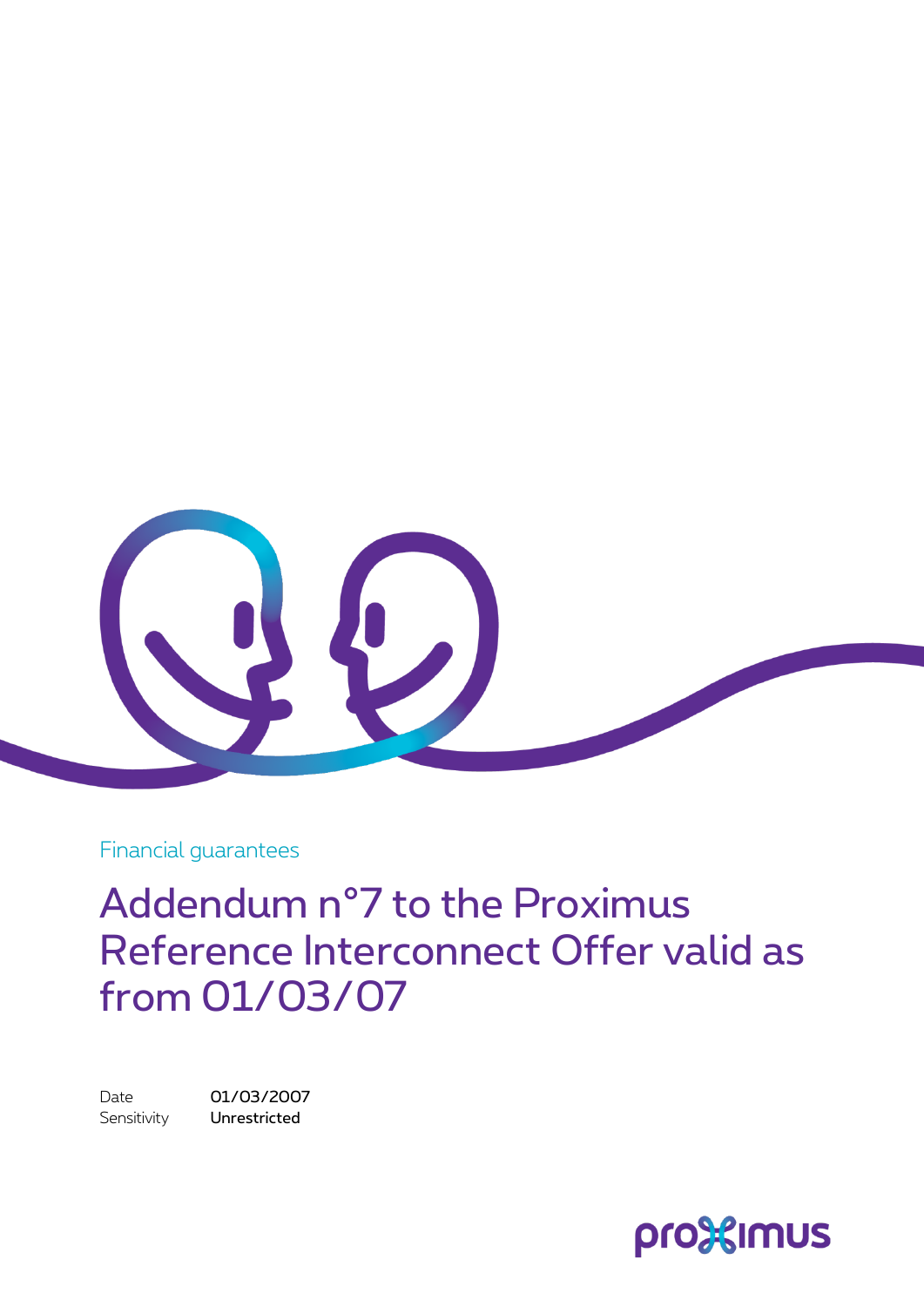Financial guarantees

# Addendum n°7 to the Proximus Reference Interconnect Offer valid as from 01/03/07

Date 01/03/2007

Sensitivity **Unrestricted**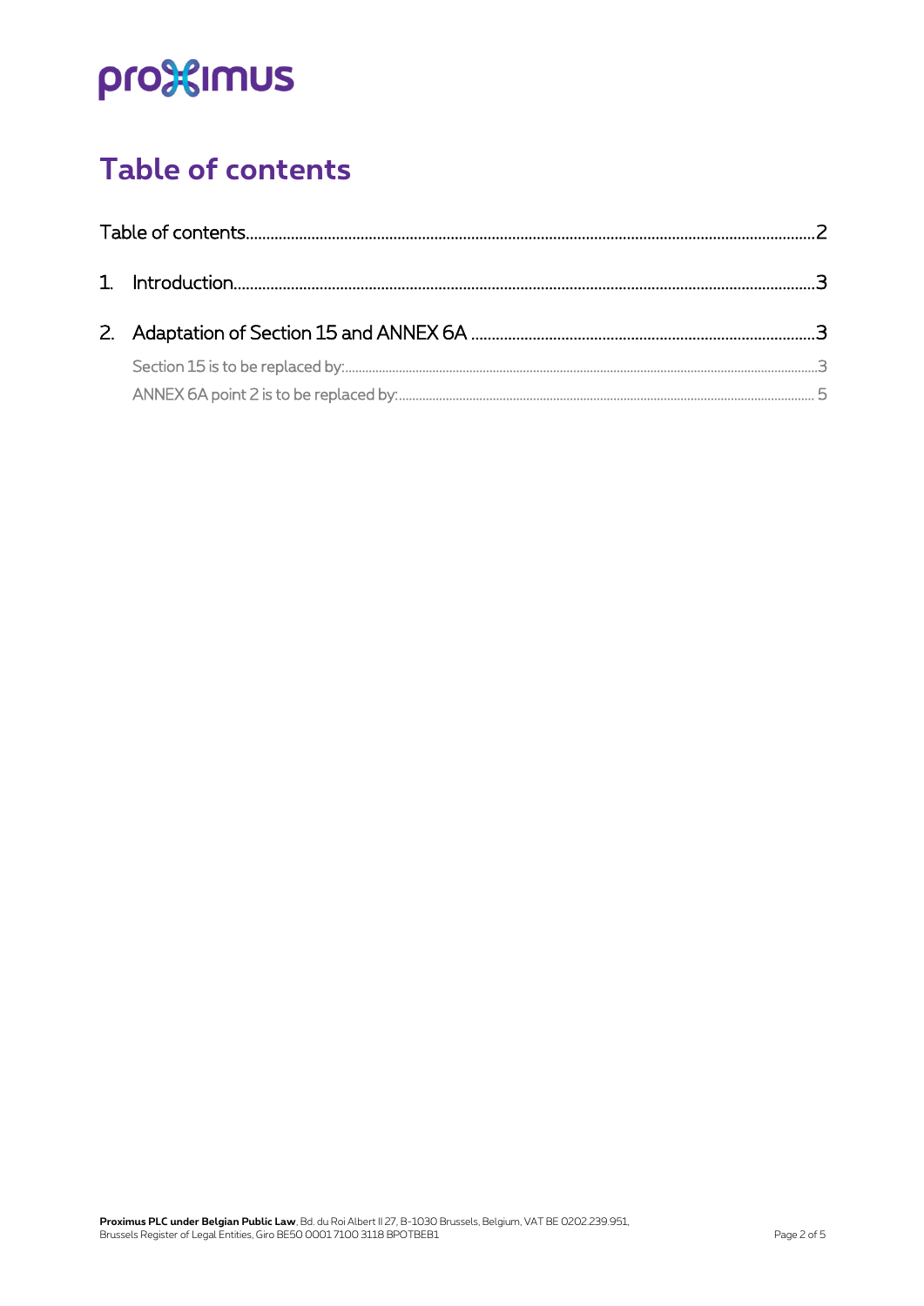# Table of contents

Table of contents ........ 2

1. Introduction ........ 3

2. Adaptation of Section 15 and ANNEX 6A ........ 3

   Section 15 is to be replaced by: ........ 3

   ANNEX 6A point 2 is to be replaced by: ........ 5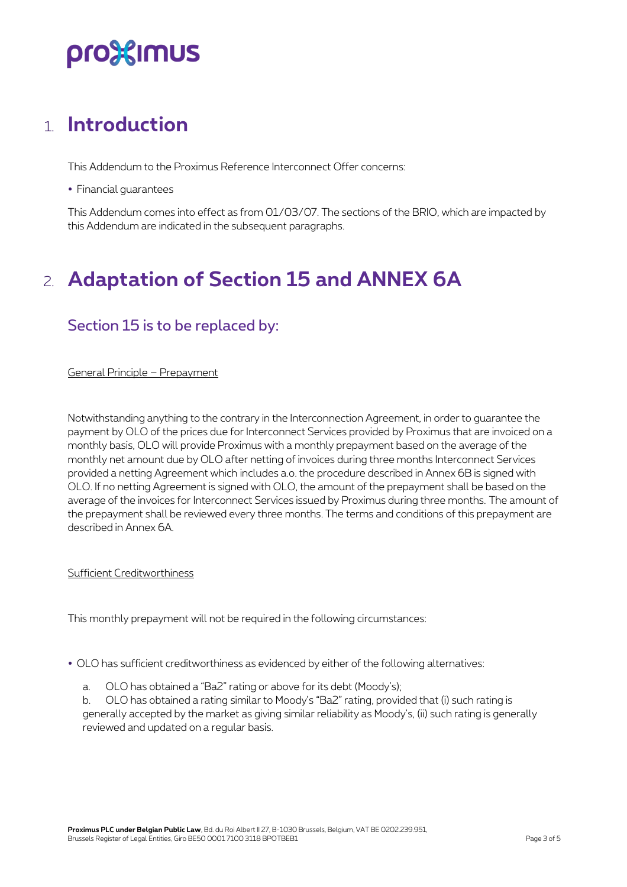# 1. Introduction

This Addendum to the Proximus Reference Interconnect Offer concerns:

- Financial guarantees

This Addendum comes into effect as from 01/03/07. The sections of the BRIO, which are impacted by this Addendum are indicated in the subsequent paragraphs.

# 2. Adaptation of Section 15 and ANNEX 6A

## Section 15 is to be replaced by:

General Principle – Prepayment

Notwithstanding anything to the contrary in the Interconnection Agreement, in order to guarantee the payment by OLO of the prices due for Interconnect Services provided by Proximus that are invoiced on a monthly basis, OLO will provide Proximus with a monthly prepayment based on the average of the monthly net amount due by OLO after netting of invoices during three months Interconnect Services provided a netting Agreement which includes a.o. the procedure described in Annex 6B is signed with OLO. If no netting Agreement is signed with OLO, the amount of the prepayment shall be based on the average of the invoices for Interconnect Services issued by Proximus during three months. The amount of the prepayment shall be reviewed every three months. The terms and conditions of this prepayment are described in Annex 6A.

Sufficient Creditworthiness

This monthly prepayment will not be required in the following circumstances:

- OLO has sufficient creditworthiness as evidenced by either of the following alternatives:

  a. OLO has obtained a "Ba2" rating or above for its debt (Moody's);
  
  b. OLO has obtained a rating similar to Moody's "Ba2" rating, provided that (i) such rating is generally accepted by the market as giving similar reliability as Moody's, (ii) such rating is generally reviewed and updated on a regular basis.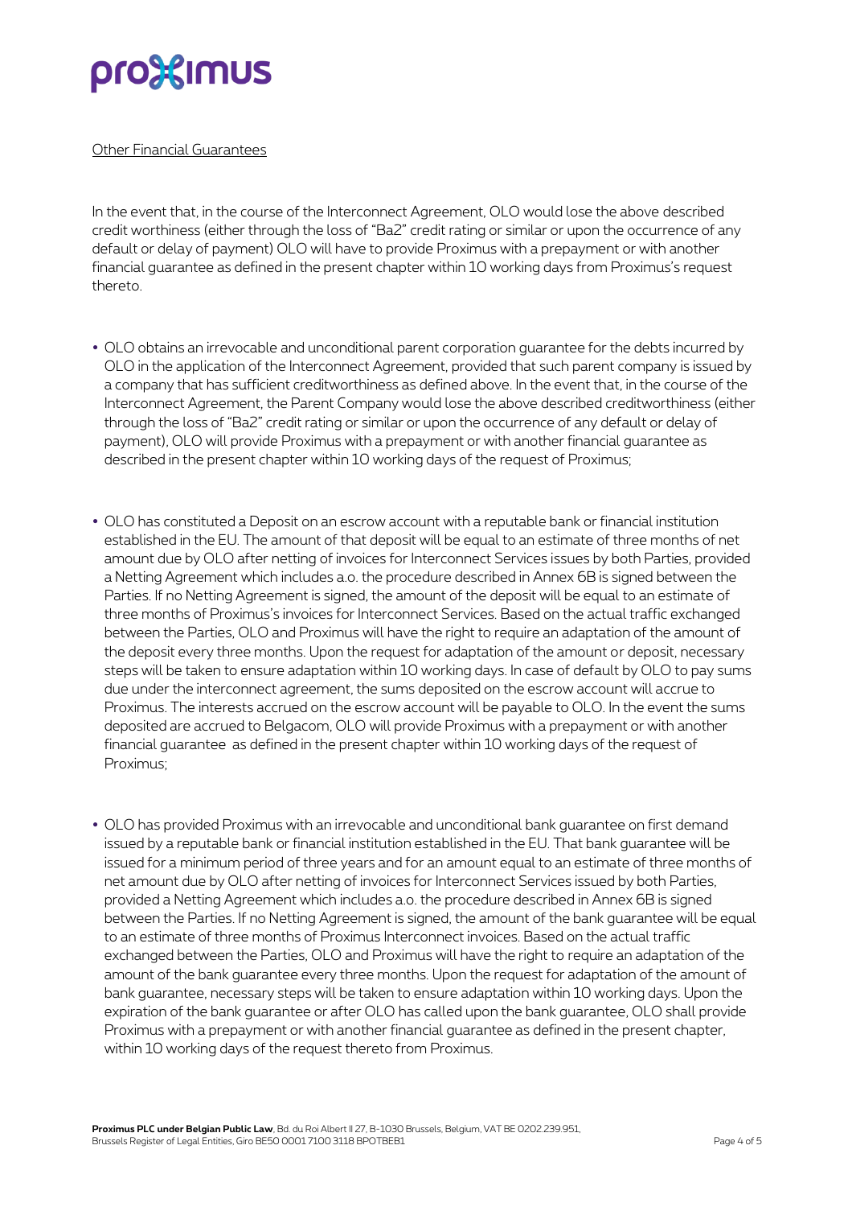Other Financial Guarantees

In the event that, in the course of the Interconnect Agreement, OLO would lose the above described credit worthiness (either through the loss of "Ba2" credit rating or similar or upon the occurrence of any default or delay of payment) OLO will have to provide Proximus with a prepayment or with another financial guarantee as defined in the present chapter within 10 working days from Proximus's request thereto.

- OLO obtains an irrevocable and unconditional parent corporation guarantee for the debts incurred by OLO in the application of the Interconnect Agreement, provided that such parent company is issued by a company that has sufficient creditworthiness as defined above. In the event that, in the course of the Interconnect Agreement, the Parent Company would lose the above described creditworthiness (either through the loss of "Ba2" credit rating or similar or upon the occurrence of any default or delay of payment), OLO will provide Proximus with a prepayment or with another financial guarantee as described in the present chapter within 10 working days of the request of Proximus;

- OLO has constituted a Deposit on an escrow account with a reputable bank or financial institution established in the EU. The amount of that deposit will be equal to an estimate of three months of net amount due by OLO after netting of invoices for Interconnect Services issues by both Parties, provided a Netting Agreement which includes a.o. the procedure described in Annex 6B is signed between the Parties. If no Netting Agreement is signed, the amount of the deposit will be equal to an estimate of three months of Proximus's invoices for Interconnect Services. Based on the actual traffic exchanged between the Parties, OLO and Proximus will have the right to require an adaptation of the amount of the deposit every three months. Upon the request for adaptation of the amount or deposit, necessary steps will be taken to ensure adaptation within 10 working days. In case of default by OLO to pay sums due under the interconnect agreement, the sums deposited on the escrow account will accrue to Proximus. The interests accrued on the escrow account will be payable to OLO. In the event the sums deposited are accrued to Belgacom, OLO will provide Proximus with a prepayment or with another financial guarantee as defined in the present chapter within 10 working days of the request of Proximus;

- OLO has provided Proximus with an irrevocable and unconditional bank guarantee on first demand issued by a reputable bank or financial institution established in the EU. That bank guarantee will be issued for a minimum period of three years and for an amount equal to an estimate of three months of net amount due by OLO after netting of invoices for Interconnect Services issued by both Parties, provided a Netting Agreement which includes a.o. the procedure described in Annex 6B is signed between the Parties. If no Netting Agreement is signed, the amount of the bank guarantee will be equal to an estimate of three months of Proximus Interconnect invoices. Based on the actual traffic exchanged between the Parties, OLO and Proximus will have the right to require an adaptation of the amount of the bank guarantee every three months. Upon the request for adaptation of the amount of bank guarantee, necessary steps will be taken to ensure adaptation within 10 working days. Upon the expiration of the bank guarantee or after OLO has called upon the bank guarantee, OLO shall provide Proximus with a prepayment or with another financial guarantee as defined in the present chapter, within 10 working days of the request thereto from Proximus.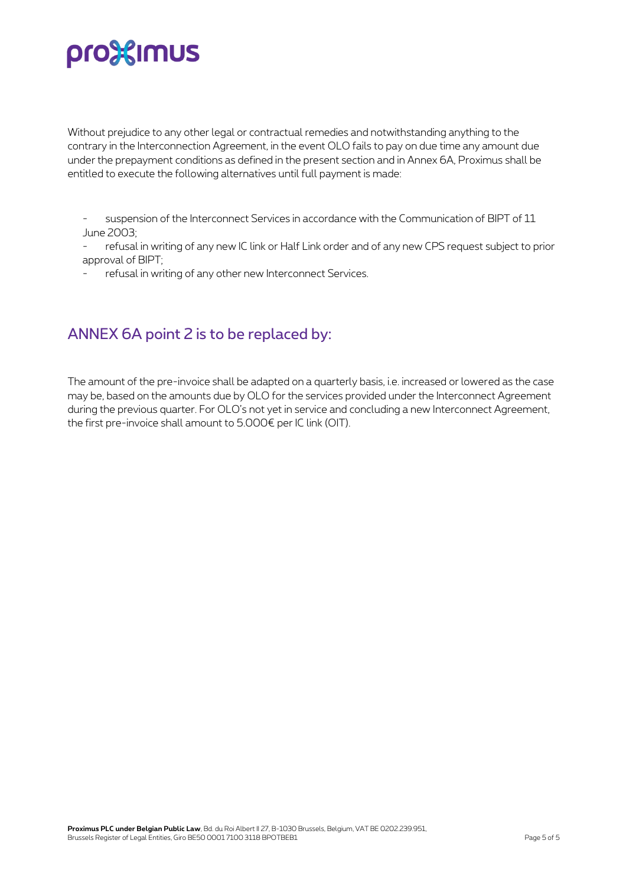Without prejudice to any other legal or contractual remedies and notwithstanding anything to the contrary in the Interconnection Agreement, in the event OLO fails to pay on due time any amount due under the prepayment conditions as defined in the present section and in Annex 6A, Proximus shall be entitled to execute the following alternatives until full payment is made:

- suspension of the Interconnect Services in accordance with the Communication of BIPT of 11 June 2003;
- refusal in writing of any new IC link or Half Link order and of any new CPS request subject to prior approval of BIPT;
- refusal in writing of any other new Interconnect Services.

## ANNEX 6A point 2 is to be replaced by:

The amount of the pre-invoice shall be adapted on a quarterly basis, i.e. increased or lowered as the case may be, based on the amounts due by OLO for the services provided under the Interconnect Agreement during the previous quarter. For OLO's not yet in service and concluding a new Interconnect Agreement, the first pre-invoice shall amount to 5.000€ per IC link (OIT).